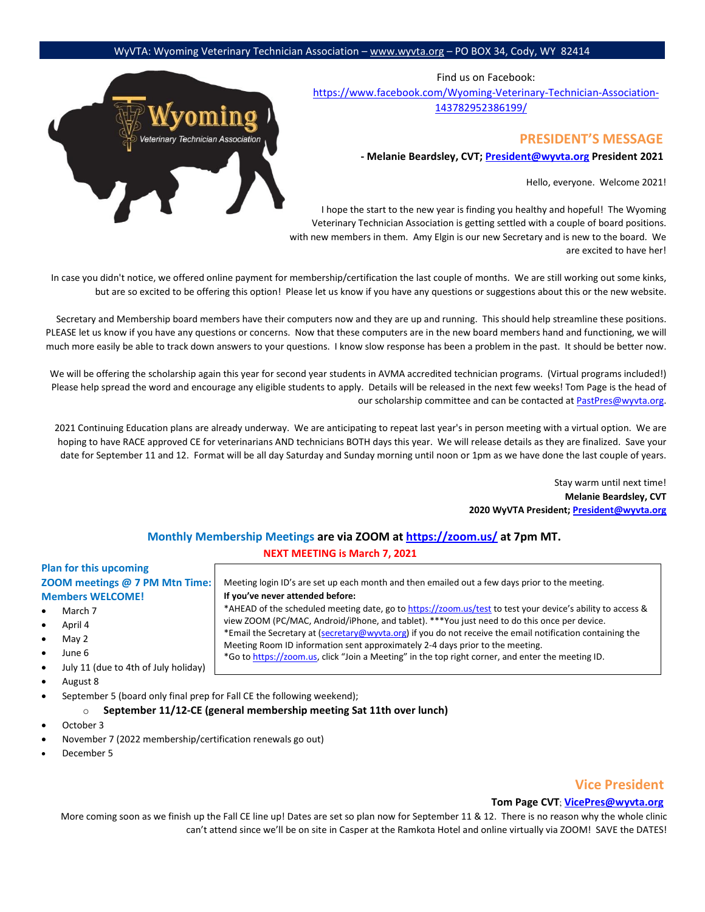WyVTA: Wyoming Veterinary Technician Association – www.wyvta.org – PO BOX 34, Cody, WY 82414

Find us on Facebook:
https://www.facebook.com/Wyoming-Veterinary-Technician-Association-143782952386199/

## PRESIDENT'S MESSAGE

**- Melanie Beardsley, CVT; President@wyvta.org President 2021**

Hello, everyone. Welcome 2021!

I hope the start to the new year is finding you healthy and hopeful! The Wyoming Veterinary Technician Association is getting settled with a couple of board positions. with new members in them. Amy Elgin is our new Secretary and is new to the board. We are excited to have her!

In case you didn't notice, we offered online payment for membership/certification the last couple of months. We are still working out some kinks, but are so excited to be offering this option! Please let us know if you have any questions or suggestions about this or the new website.

Secretary and Membership board members have their computers now and they are up and running. This should help streamline these positions. PLEASE let us know if you have any questions or concerns. Now that these computers are in the new board members hand and functioning, we will much more easily be able to track down answers to your questions. I know slow response has been a problem in the past. It should be better now.

We will be offering the scholarship again this year for second year students in AVMA accredited technician programs. (Virtual programs included!) Please help spread the word and encourage any eligible students to apply. Details will be released in the next few weeks! Tom Page is the head of our scholarship committee and can be contacted at PastPres@wyvta.org.

2021 Continuing Education plans are already underway. We are anticipating to repeat last year's in person meeting with a virtual option. We are hoping to have RACE approved CE for veterinarians AND technicians BOTH days this year. We will release details as they are finalized. Save your date for September 11 and 12. Format will be all day Saturday and Sunday morning until noon or 1pm as we have done the last couple of years.

Stay warm until next time!
**Melanie Beardsley, CVT**
**2020 WyVTA President; President@wyvta.org**

## Monthly Membership Meetings are via ZOOM at https://zoom.us/ at 7pm MT.

**NEXT MEETING is March 7, 2021**

**Plan for this upcoming ZOOM meetings @ 7 PM Mtn Time: Members WELCOME!**

- March 7
- April 4
- May 2
- June 6
- July 11 (due to 4th of July holiday)
- August 8
- September 5 (board only final prep for Fall CE the following weekend);
  - **September 11/12-CE (general membership meeting Sat 11th over lunch)**
- October 3
- November 7 (2022 membership/certification renewals go out)
- December 5

Meeting login ID's are set up each month and then emailed out a few days prior to the meeting.

**If you've never attended before:**

*AHEAD of the scheduled meeting date, go to https://zoom.us/test to test your device's ability to access & view ZOOM (PC/MAC, Android/iPhone, and tablet). ***You just need to do this once per device.

*Email the Secretary at (secretary@wyvta.org) if you do not receive the email notification containing the Meeting Room ID information sent approximately 2-4 days prior to the meeting.

*Go to https://zoom.us, click "Join a Meeting" in the top right corner, and enter the meeting ID.

## Vice President

**Tom Page CVT; VicePres@wyvta.org**

More coming soon as we finish up the Fall CE line up! Dates are set so plan now for September 11 & 12. There is no reason why the whole clinic can't attend since we'll be on site in Casper at the Ramkota Hotel and online virtually via ZOOM! SAVE the DATES!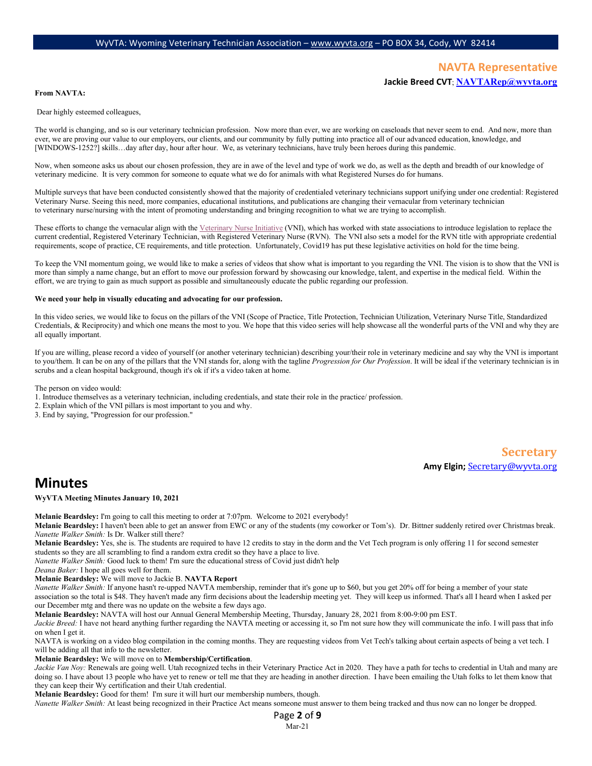## NAVTA Representative

**Jackie Breed CVT**; **NAVTARep@wyvta.org**

**From NAVTA:**

Dear highly esteemed colleagues,

The world is changing, and so is our veterinary technician profession. Now more than ever, we are working on caseloads that never seem to end. And now, more than ever, we are proving our value to our employers, our clients, and our community by fully putting into practice all of our advanced education, knowledge, and [WINDOWS-1252?] skills…day after day, hour after hour. We, as veterinary technicians, have truly been heroes during this pandemic.

Now, when someone asks us about our chosen profession, they are in awe of the level and type of work we do, as well as the depth and breadth of our knowledge of veterinary medicine. It is very common for someone to equate what we do for animals with what Registered Nurses do for humans.

Multiple surveys that have been conducted consistently showed that the majority of credentialed veterinary technicians support unifying under one credential: Registered Veterinary Nurse. Seeing this need, more companies, educational institutions, and publications are changing their vernacular from veterinary technician to veterinary nurse/nursing with the intent of promoting understanding and bringing recognition to what we are trying to accomplish.

These efforts to change the vernacular align with the Veterinary Nurse Initiative (VNI), which has worked with state associations to introduce legislation to replace the current credential, Registered Veterinary Technician, with Registered Veterinary Nurse (RVN). The VNI also sets a model for the RVN title with appropriate credential requirements, scope of practice, CE requirements, and title protection. Unfortunately, Covid19 has put these legislative activities on hold for the time being.

To keep the VNI momentum going, we would like to make a series of videos that show what is important to you regarding the VNI. The vision is to show that the VNI is more than simply a name change, but an effort to move our profession forward by showcasing our knowledge, talent, and expertise in the medical field. Within the effort, we are trying to gain as much support as possible and simultaneously educate the public regarding our profession.

**We need your help in visually educating and advocating for our profession.**

In this video series, we would like to focus on the pillars of the VNI (Scope of Practice, Title Protection, Technician Utilization, Veterinary Nurse Title, Standardized Credentials, & Reciprocity) and which one means the most to you. We hope that this video series will help showcase all the wonderful parts of the VNI and why they are all equally important.

If you are willing, please record a video of yourself (or another veterinary technician) describing your/their role in veterinary medicine and say why the VNI is important to you/them. It can be on any of the pillars that the VNI stands for, along with the tagline *Progression for Our Profession*. It will be ideal if the veterinary technician is in scrubs and a clean hospital background, though it's ok if it's a video taken at home.

The person on video would:

1. Introduce themselves as a veterinary technician, including credentials, and state their role in the practice/ profession.
2. Explain which of the VNI pillars is most important to you and why.
3. End by saying, "Progression for our profession."

## Secretary

**Amy Elgin;** Secretary@wyvta.org

# Minutes

**WyVTA Meeting Minutes January 10, 2021**

**Melanie Beardsley:** I'm going to call this meeting to order at 7:07pm. Welcome to 2021 everybody!
**Melanie Beardsley:** I haven't been able to get an answer from EWC or any of the students (my coworker or Tom's). Dr. Bittner suddenly retired over Christmas break.
*Nanette Walker Smith:* Is Dr. Walker still there?
**Melanie Beardsley:** Yes, she is. The students are required to have 12 credits to stay in the dorm and the Vet Tech program is only offering 11 for second semester students so they are all scrambling to find a random extra credit so they have a place to live.
*Nanette Walker Smith:* Good luck to them! I'm sure the educational stress of Covid just didn't help
*Deana Baker:* I hope all goes well for them.
**Melanie Beardsley:** We will move to Jackie B. **NAVTA Report**
*Nanette Walker Smith:* If anyone hasn't re-upped NAVTA membership, reminder that it's gone up to $60, but you get 20% off for being a member of your state association so the total is $48. They haven't made any firm decisions about the leadership meeting yet. They will keep us informed. That's all I heard when I asked per our December mtg and there was no update on the website a few days ago.
**Melanie Beardsley:** NAVTA will host our Annual General Membership Meeting, Thursday, January 28, 2021 from 8:00-9:00 pm EST.
*Jackie Breed:* I have not heard anything further regarding the NAVTA meeting or accessing it, so I'm not sure how they will communicate the info. I will pass that info on when I get it.
NAVTA is working on a video blog compilation in the coming months. They are requesting videos from Vet Tech's talking about certain aspects of being a vet tech. I will be adding all that info to the newsletter.
**Melanie Beardsley:** We will move on to **Membership/Certification**.
*Jackie Van Noy:* Renewals are going well. Utah recognized techs in their Veterinary Practice Act in 2020. They have a path for techs to credential in Utah and many are doing so. I have about 13 people who have yet to renew or tell me that they are heading in another direction. I have been emailing the Utah folks to let them know that they can keep their Wy certification and their Utah credential.
**Melanie Beardsley:** Good for them! I'm sure it will hurt our membership numbers, though.
*Nanette Walker Smith:* At least being recognized in their Practice Act means someone must answer to them being tracked and thus now can no longer be dropped.

Mar-21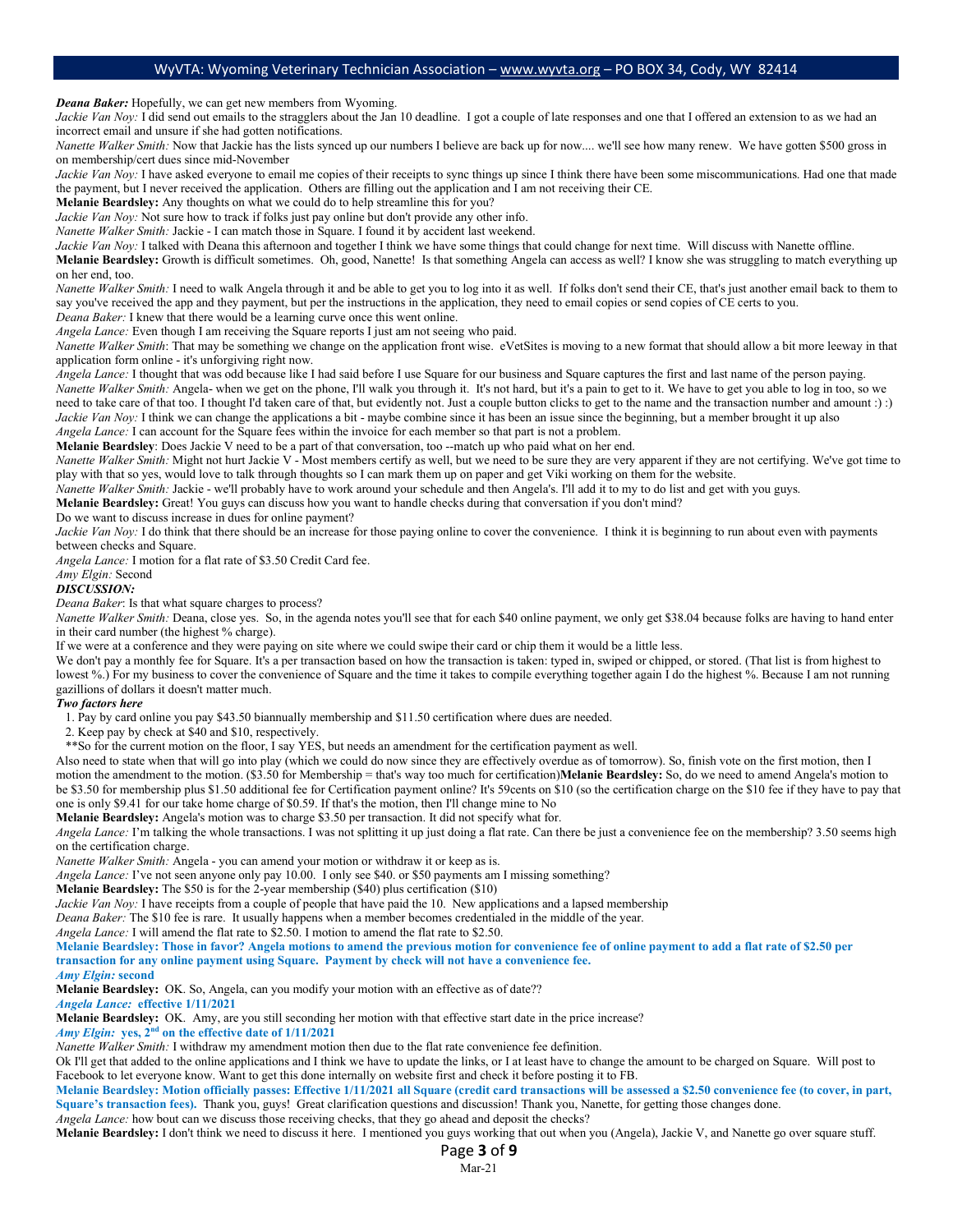***Deana Baker:*** Hopefully, we can get new members from Wyoming.

*Jackie Van Noy:* I did send out emails to the stragglers about the Jan 10 deadline. I got a couple of late responses and one that I offered an extension to as we had an incorrect email and unsure if she had gotten notifications.

*Nanette Walker Smith:* Now that Jackie has the lists synced up our numbers I believe are back up for now.... we'll see how many renew. We have gotten $500 gross in on membership/cert dues since mid-November

*Jackie Van Noy:* I have asked everyone to email me copies of their receipts to sync things up since I think there have been some miscommunications. Had one that made the payment, but I never received the application. Others are filling out the application and I am not receiving their CE.

**Melanie Beardsley:** Any thoughts on what we could do to help streamline this for you?

*Jackie Van Noy:* Not sure how to track if folks just pay online but don't provide any other info.

*Nanette Walker Smith:* Jackie - I can match those in Square. I found it by accident last weekend.

*Jackie Van Noy:* I talked with Deana this afternoon and together I think we have some things that could change for next time. Will discuss with Nanette offline.

**Melanie Beardsley:** Growth is difficult sometimes. Oh, good, Nanette! Is that something Angela can access as well? I know she was struggling to match everything up on her end, too.

*Nanette Walker Smith:* I need to walk Angela through it and be able to get you to log into it as well. If folks don't send their CE, that's just another email back to them to say you've received the app and they payment, but per the instructions in the application, they need to email copies or send copies of CE certs to you.

*Deana Baker:* I knew that there would be a learning curve once this went online.

*Angela Lance:* Even though I am receiving the Square reports I just am not seeing who paid.

*Nanette Walker Smith*: That may be something we change on the application front wise. eVetSites is moving to a new format that should allow a bit more leeway in that application form online - it's unforgiving right now.

*Angela Lance:* I thought that was odd because like I had said before I use Square for our business and Square captures the first and last name of the person paying.

*Nanette Walker Smith:* Angela- when we get on the phone, I'll walk you through it. It's not hard, but it's a pain to get to it. We have to get you able to log in too, so we need to take care of that too. I thought I'd taken care of that, but evidently not. Just a couple button clicks to get to the name and the transaction number and amount :) :)

*Jackie Van Noy:* I think we can change the applications a bit - maybe combine since it has been an issue since the beginning, but a member brought it up also

*Angela Lance:* I can account for the Square fees within the invoice for each member so that part is not a problem.

**Melanie Beardsley**: Does Jackie V need to be a part of that conversation, too --match up who paid what on her end.

*Nanette Walker Smith:* Might not hurt Jackie V - Most members certify as well, but we need to be sure they are very apparent if they are not certifying. We've got time to play with that so yes, would love to talk through thoughts so I can mark them up on paper and get Viki working on them for the website.

*Nanette Walker Smith:* Jackie - we'll probably have to work around your schedule and then Angela's. I'll add it to my to do list and get with you guys.

**Melanie Beardsley:** Great! You guys can discuss how you want to handle checks during that conversation if you don't mind?

Do we want to discuss increase in dues for online payment?

*Jackie Van Noy:* I do think that there should be an increase for those paying online to cover the convenience. I think it is beginning to run about even with payments between checks and Square.

*Angela Lance:* I motion for a flat rate of $3.50 Credit Card fee.

*Amy Elgin:* Second

***DISCUSSION:***

*Deana Baker*: Is that what square charges to process?

*Nanette Walker Smith:* Deana, close yes. So, in the agenda notes you'll see that for each $40 online payment, we only get $38.04 because folks are having to hand enter in their card number (the highest % charge).

If we were at a conference and they were paying on site where we could swipe their card or chip them it would be a little less.

We don't pay a monthly fee for Square. It's a per transaction based on how the transaction is taken: typed in, swiped or chipped, or stored. (That list is from highest to lowest %.) For my business to cover the convenience of Square and the time it takes to compile everything together again I do the highest %. Because I am not running gazillions of dollars it doesn't matter much.

***Two factors here***

1. Pay by card online you pay $43.50 biannually membership and $11.50 certification where dues are needed.
2. Keep pay by check at $40 and $10, respectively.

**So for the current motion on the floor, I say YES, but needs an amendment for the certification payment as well.

Also need to state when that will go into play (which we could do now since they are effectively overdue as of tomorrow). So, finish vote on the first motion, then I motion the amendment to the motion. ($3.50 for Membership = that's way too much for certification)**Melanie Beardsley:** So, do we need to amend Angela's motion to be $3.50 for membership plus $1.50 additional fee for Certification payment online? It's 59cents on $10 (so the certification charge on the $10 fee if they have to pay that one is only $9.41 for our take home charge of $0.59. If that's the motion, then I'll change mine to No

**Melanie Beardsley:** Angela's motion was to charge $3.50 per transaction. It did not specify what for.

*Angela Lance:* I'm talking the whole transactions. I was not splitting it up just doing a flat rate. Can there be just a convenience fee on the membership? 3.50 seems high on the certification charge.

*Nanette Walker Smith:* Angela - you can amend your motion or withdraw it or keep as is.

*Angela Lance:* I've not seen anyone only pay 10.00. I only see $40. or $50 payments am I missing something?

**Melanie Beardsley:** The $50 is for the 2-year membership ($40) plus certification ($10)

*Jackie Van Noy:* I have receipts from a couple of people that have paid the 10. New applications and a lapsed membership

*Deana Baker:* The $10 fee is rare. It usually happens when a member becomes credentialed in the middle of the year.

*Angela Lance:* I will amend the flat rate to $2.50. I motion to amend the flat rate to $2.50.

**Melanie Beardsley: Those in favor? Angela motions to amend the previous motion for convenience fee of online payment to add a flat rate of $2.50 per transaction for any online payment using Square. Payment by check will not have a convenience fee.**

***Amy Elgin:* second**

**Melanie Beardsley:** OK. So, Angela, can you modify your motion with an effective as of date??

***Angela Lance:* effective 1/11/2021**

**Melanie Beardsley:** OK. Amy, are you still seconding her motion with that effective start date in the price increase?

***Amy Elgin:* yes, 2nd on the effective date of 1/11/2021**

*Nanette Walker Smith:* I withdraw my amendment motion then due to the flat rate convenience fee definition.

Ok I'll get that added to the online applications and I think we have to update the links, or I at least have to change the amount to be charged on Square. Will post to Facebook to let everyone know. Want to get this done internally on website first and check it before posting it to FB.

**Melanie Beardsley: Motion officially passes: Effective 1/11/2021 all Square (credit card transactions will be assessed a $2.50 convenience fee (to cover, in part, Square's transaction fees).** Thank you, guys! Great clarification questions and discussion! Thank you, Nanette, for getting those changes done.

*Angela Lance:* how bout can we discuss those receiving checks, that they go ahead and deposit the checks?

**Melanie Beardsley:** I don't think we need to discuss it here. I mentioned you guys working that out when you (Angela), Jackie V, and Nanette go over square stuff.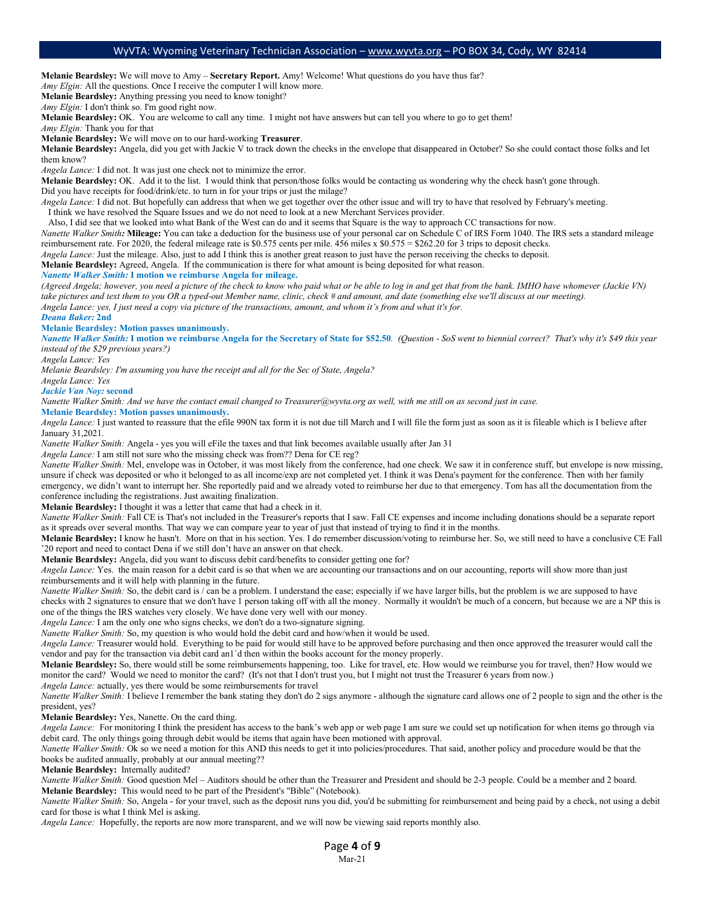**Melanie Beardsley:** We will move to Amy – **Secretary Report.** Amy! Welcome! What questions do you have thus far?

*Amy Elgin:* All the questions. Once I receive the computer I will know more.

**Melanie Beardsley:** Anything pressing you need to know tonight?

*Amy Elgin:* I don't think so. I'm good right now.

**Melanie Beardsley:** OK. You are welcome to call any time. I might not have answers but can tell you where to go to get them!

*Amy Elgin:* Thank you for that

**Melanie Beardsley:** We will move on to our hard-working **Treasurer**.

**Melanie Beardsley:** Angela, did you get with Jackie V to track down the checks in the envelope that disappeared in October? So she could contact those folks and let them know?

*Angela Lance:* I did not. It was just one check not to minimize the error.

**Melanie Beardsley:** OK. Add it to the list. I would think that person/those folks would be contacting us wondering why the check hasn't gone through.
Did you have receipts for food/drink/etc. to turn in for your trips or just the milage?

*Angela Lance:* I did not. But hopefully can address that when we get together over the other issue and will try to have that resolved by February's meeting.
I think we have resolved the Square Issues and we do not need to look at a new Merchant Services provider.
Also, I did see that we looked into what Bank of the West can do and it seems that Square is the way to approach CC transactions for now.

*Nanette Walker Smith:* **Mileage:** You can take a deduction for the business use of your personal car on Schedule C of IRS Form 1040. The IRS sets a standard mileage reimbursement rate. For 2020, the federal mileage rate is $0.575 cents per mile. 456 miles x $0.575 = $262.20 for 3 trips to deposit checks.

*Angela Lance:* Just the mileage. Also, just to add I think this is another great reason to just have the person receiving the checks to deposit.

**Melanie Beardsley:** Agreed, Angela. If the communication is there for what amount is being deposited for what reason.

***Nanette Walker Smith:* I motion we reimburse Angela for mileage.**

*(Agreed Angela; however, you need a picture of the check to know who paid what or be able to log in and get that from the bank. IMHO have whomever (Jackie VN) take pictures and text them to you OR a typed-out Member name, clinic, check # and amount, and date (something else we'll discuss at our meeting).*

*Angela Lance: yes, I just need a copy via picture of the transactions, amount, and whom it's from and what it's for.*

***Deana Baker:* 2nd**

**Melanie Beardsley: Motion passes unanimously.**

***Nanette Walker Smith:* I motion we reimburse Angela for the Secretary of State for $52.50**. *(Question - SoS went to biennial correct? That's why it's $49 this year instead of the $29 previous years?)*

*Angela Lance: Yes*

*Melanie Beardsley: I'm assuming you have the receipt and all for the Sec of State, Angela?*

*Angela Lance: Yes*

***Jackie Van Noy:* second**

*Nanette Walker Smith: And we have the contact email changed to Treasurer@wyvta.org as well, with me still on as second just in case.*

**Melanie Beardsley: Motion passes unanimously.**

*Angela Lance:* I just wanted to reassure that the efile 990N tax form it is not due till March and I will file the form just as soon as it is fileable which is I believe after January 31,2021.

*Nanette Walker Smith:* Angela - yes you will eFile the taxes and that link becomes available usually after Jan 31

*Angela Lance:* I am still not sure who the missing check was from?? Dena for CE reg?

*Nanette Walker Smith:* Mel, envelope was in October, it was most likely from the conference, had one check. We saw it in conference stuff, but envelope is now missing, unsure if check was deposited or who it belonged to as all income/exp are not completed yet. I think it was Dena's payment for the conference. Then with her family emergency, we didn't want to interrupt her. She reportedly paid and we already voted to reimburse her due to that emergency. Tom has all the documentation from the conference including the registrations. Just awaiting finalization.

**Melanie Beardsley:** I thought it was a letter that came that had a check in it.

*Nanette Walker Smith:* Fall CE is That's not included in the Treasurer's reports that I saw. Fall CE expenses and income including donations should be a separate report as it spreads over several months. That way we can compare year to year of just that instead of trying to find it in the months.

**Melanie Beardsley:** I know he hasn't. More on that in his section. Yes. I do remember discussion/voting to reimburse her. So, we still need to have a conclusive CE Fall '20 report and need to contact Dena if we still don't have an answer on that check.

**Melanie Beardsley:** Angela, did you want to discuss debit card/benefits to consider getting one for?

*Angela Lance:* Yes. the main reason for a debit card is so that when we are accounting our transactions and on our accounting, reports will show more than just reimbursements and it will help with planning in the future.

*Nanette Walker Smith:* So, the debit card is / can be a problem. I understand the ease; especially if we have larger bills, but the problem is we are supposed to have checks with 2 signatures to ensure that we don't have 1 person taking off with all the money. Normally it wouldn't be much of a concern, but because we are a NP this is one of the things the IRS watches very closely. We have done very well with our money.

*Angela Lance:* I am the only one who signs checks, we don't do a two-signature signing.

*Nanette Walker Smith:* So, my question is who would hold the debit card and how/when it would be used.

*Angela Lance:* Treasurer would hold. Everything to be paid for would still have to be approved before purchasing and then once approved the treasurer would call the vendor and pay for the transaction via debit card an1`d then within the books account for the money properly.

**Melanie Beardsley:** So, there would still be some reimbursements happening, too. Like for travel, etc. How would we reimburse you for travel, then? How would we monitor the card? Would we need to monitor the card? (It's not that I don't trust you, but I might not trust the Treasurer 6 years from now.)

*Angela Lance:* actually, yes there would be some reimbursements for travel

*Nanette Walker Smith:* I believe I remember the bank stating they don't do 2 sigs anymore - although the signature card allows one of 2 people to sign and the other is the president, yes?

**Melanie Beardsley:** Yes, Nanette. On the card thing.

*Angela Lance:* For monitoring I think the president has access to the bank's web app or web page I am sure we could set up notification for when items go through via debit card. The only things going through debit would be items that again have been motioned with approval.

*Nanette Walker Smith:* Ok so we need a motion for this AND this needs to get it into policies/procedures. That said, another policy and procedure would be that the books be audited annually, probably at our annual meeting??

**Melanie Beardsley:** Internally audited?

*Nanette Walker Smith:* Good question Mel – Auditors should be other than the Treasurer and President and should be 2-3 people. Could be a member and 2 board.

**Melanie Beardsley:** This would need to be part of the President's "Bible" (Notebook).

*Nanette Walker Smith:* So, Angela - for your travel, such as the deposit runs you did, you'd be submitting for reimbursement and being paid by a check, not using a debit card for those is what I think Mel is asking.

*Angela Lance:* Hopefully, the reports are now more transparent, and we will now be viewing said reports monthly also.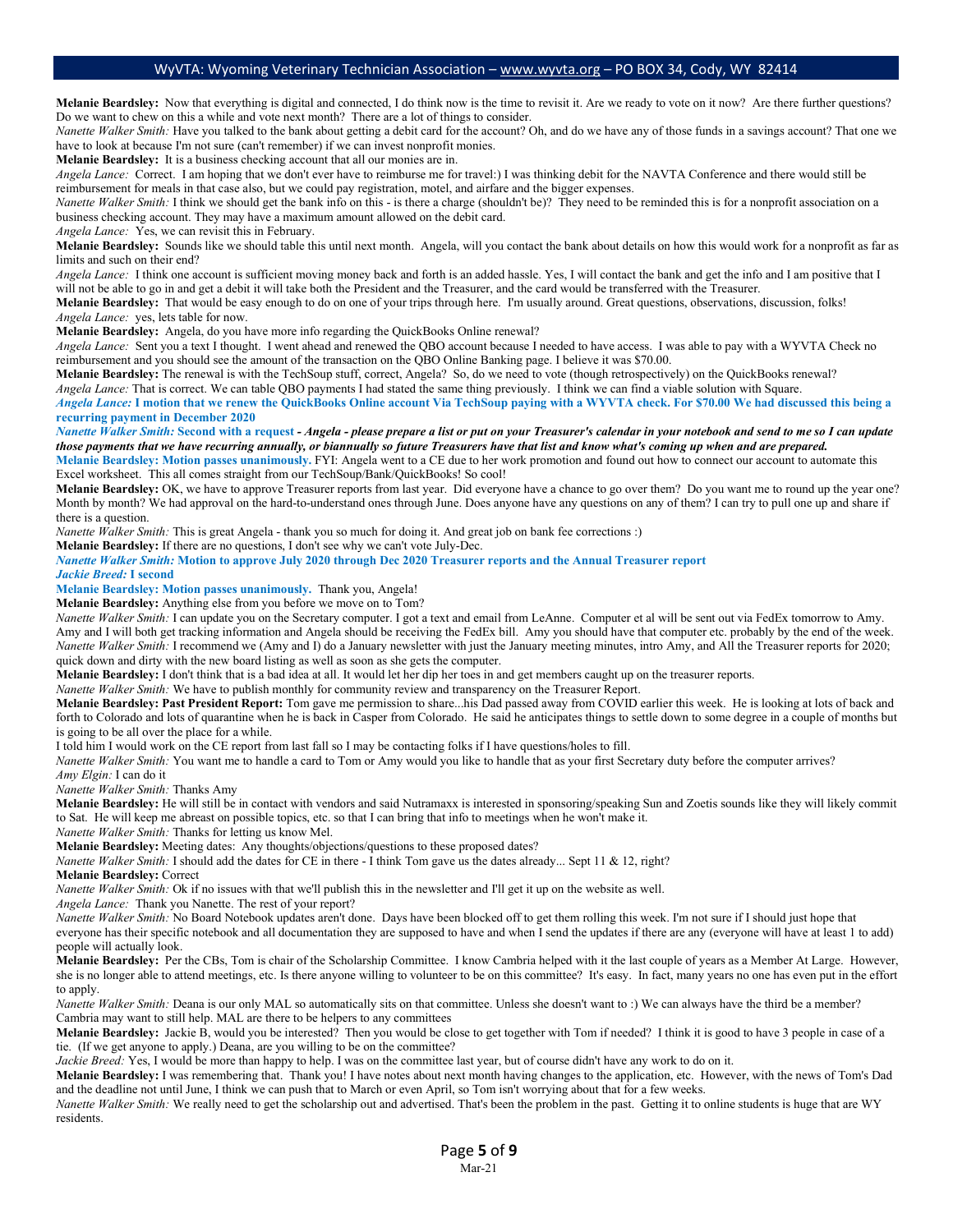**Melanie Beardsley:** Now that everything is digital and connected, I do think now is the time to revisit it. Are we ready to vote on it now? Are there further questions? Do we want to chew on this a while and vote next month? There are a lot of things to consider.

*Nanette Walker Smith:* Have you talked to the bank about getting a debit card for the account? Oh, and do we have any of those funds in a savings account? That one we have to look at because I'm not sure (can't remember) if we can invest nonprofit monies.

**Melanie Beardsley:** It is a business checking account that all our monies are in.

*Angela Lance:* Correct. I am hoping that we don't ever have to reimburse me for travel:) I was thinking debit for the NAVTA Conference and there would still be reimbursement for meals in that case also, but we could pay registration, motel, and airfare and the bigger expenses.

*Nanette Walker Smith:* I think we should get the bank info on this - is there a charge (shouldn't be)? They need to be reminded this is for a nonprofit association on a business checking account. They may have a maximum amount allowed on the debit card.

*Angela Lance:* Yes, we can revisit this in February.

**Melanie Beardsley:** Sounds like we should table this until next month. Angela, will you contact the bank about details on how this would work for a nonprofit as far as limits and such on their end?

*Angela Lance:* I think one account is sufficient moving money back and forth is an added hassle. Yes, I will contact the bank and get the info and I am positive that I will not be able to go in and get a debit it will take both the President and the Treasurer, and the card would be transferred with the Treasurer.

**Melanie Beardsley:** That would be easy enough to do on one of your trips through here. I'm usually around. Great questions, observations, discussion, folks!

*Angela Lance:* yes, lets table for now.

**Melanie Beardsley:** Angela, do you have more info regarding the QuickBooks Online renewal?

*Angela Lance:* Sent you a text I thought. I went ahead and renewed the QBO account because I needed to have access. I was able to pay with a WYVTA Check no reimbursement and you should see the amount of the transaction on the QBO Online Banking page. I believe it was $70.00.

**Melanie Beardsley:** The renewal is with the TechSoup stuff, correct, Angela? So, do we need to vote (though retrospectively) on the QuickBooks renewal?

*Angela Lance:* That is correct. We can table QBO payments I had stated the same thing previously. I think we can find a viable solution with Square.

***Angela Lance:* I motion that we renew the QuickBooks Online account Via TechSoup paying with a WYVTA check. For $70.00 We had discussed this being a recurring payment in December 2020**

***Nanette Walker Smith:* Second with a request** - ***Angela - please prepare a list or put on your Treasurer's calendar in your notebook and send to me so I can update those payments that we have recurring annually, or biannually so future Treasurers have just that list and know what's coming up when and are prepared.***

**Melanie Beardsley: Motion passes unanimously.** FYI: Angela went to a CE due to her work promotion and found out how to connect our account to automate this Excel worksheet. This all comes straight from our TechSoup/Bank/QuickBooks! So cool!

**Melanie Beardsley:** OK, we have to approve Treasurer reports from last year. Did everyone have a chance to go over them? Do you want me to round up the year one? Month by month? We had approval on the hard-to-understand ones through June. Does anyone have any questions on any of them? I can try to pull one up and share if there is a question.

*Nanette Walker Smith:* This is great Angela - thank you so much for doing it. And great job on bank fee corrections :)

**Melanie Beardsley:** If there are no questions, I don't see why we can't vote July-Dec.

***Nanette Walker Smith:* Motion to approve July 2020 through Dec 2020 Treasurer reports and the Annual Treasurer report**

***Jackie Breed:* I second**

**Melanie Beardsley: Motion passes unanimously.** Thank you, Angela!

**Melanie Beardsley:** Anything else from you before we move on to Tom?

*Nanette Walker Smith:* I can update you on the Secretary computer. I got a text and email from LeAnne. Computer et al will be sent out via FedEx tomorrow to Amy. Amy and I will both get tracking information and Angela should be receiving the FedEx bill. Amy you should have that computer etc. probably by the end of the week.

*Nanette Walker Smith:* I recommend we (Amy and I) do a January newsletter with just the January meeting minutes, intro Amy, and All the Treasurer reports for 2020; quick down and dirty with the new board listing as well as soon as she gets the computer.

**Melanie Beardsley:** I don't think that is a bad idea at all. It would let her dip her toes in and get members caught up on the treasurer reports.

*Nanette Walker Smith:* We have to publish monthly for community review and transparency on the Treasurer Report.

**Melanie Beardsley: Past President Report:** Tom gave me permission to share...his Dad passed away from COVID earlier this week. He is looking at lots of back and forth to Colorado and lots of quarantine when he is back in Casper from Colorado. He said he anticipates things to settle down to some degree in a couple of months but is going to be all over the place for a while.

I told him I would work on the CE report from last fall so I may be contacting folks if I have questions/holes to fill.

*Nanette Walker Smith:* You want me to handle a card to Tom or Amy would you like to handle that as your first Secretary duty before the computer arrives?

*Amy Elgin:* I can do it

*Nanette Walker Smith:* Thanks Amy

**Melanie Beardsley:** He will still be in contact with vendors and said Nutramaxx is interested in sponsoring/speaking Sun and Zoetis sounds like they will likely commit to Sat. He will keep me abreast on possible topics, etc. so that I can bring that info to meetings when he won't make it.

*Nanette Walker Smith:* Thanks for letting us know Mel.

**Melanie Beardsley:** Meeting dates: Any thoughts/objections/questions to these proposed dates?

*Nanette Walker Smith:* I should add the dates for CE in there - I think Tom gave us the dates already... Sept 11 & 12, right?

**Melanie Beardsley:** Correct

*Nanette Walker Smith:* Ok if no issues with that we'll publish this in the newsletter and I'll get it up on the website as well.

*Angela Lance:* Thank you Nanette. The rest of your report?

*Nanette Walker Smith:* No Board Notebook updates aren't done. Days have been blocked off to get them rolling this week. I'm not sure if I should just hope that everyone has their specific notebook and all documentation they are supposed to have and when I send the updates if there are any (everyone will have at least 1 to add) people will actually look.

**Melanie Beardsley:** Per the CBs, Tom is chair of the Scholarship Committee. I know Cambria helped with it the last couple of years as a Member At Large. However, she is no longer able to attend meetings, etc. Is there anyone willing to volunteer to be on this committee? It's easy. In fact, many years no one has even put in the effort to apply.

*Nanette Walker Smith:* Deana is our only MAL so automatically sits on that committee. Unless she doesn't want to :) We can always have the third be a member? Cambria may want to still help. MAL are there to be helpers to any committees

**Melanie Beardsley:** Jackie B, would you be interested? Then you would be close to get together with Tom if needed? I think it is good to have 3 people in case of a tie. (If we get anyone to apply.) Deana, are you willing to be on the committee?

*Jackie Breed:* Yes, I would be more than happy to help. I was on the committee last year, but of course didn't have any work to do on it.

**Melanie Beardsley:** I was remembering that. Thank you! I have notes about next month having changes to the application, etc. However, with the news of Tom's Dad and the deadline not until June, I think we can push that to March or even April, so Tom isn't worrying about that for a few weeks.

*Nanette Walker Smith:* We really need to get the scholarship out and advertised. That's been the problem in the past. Getting it to online students is huge that are WY residents.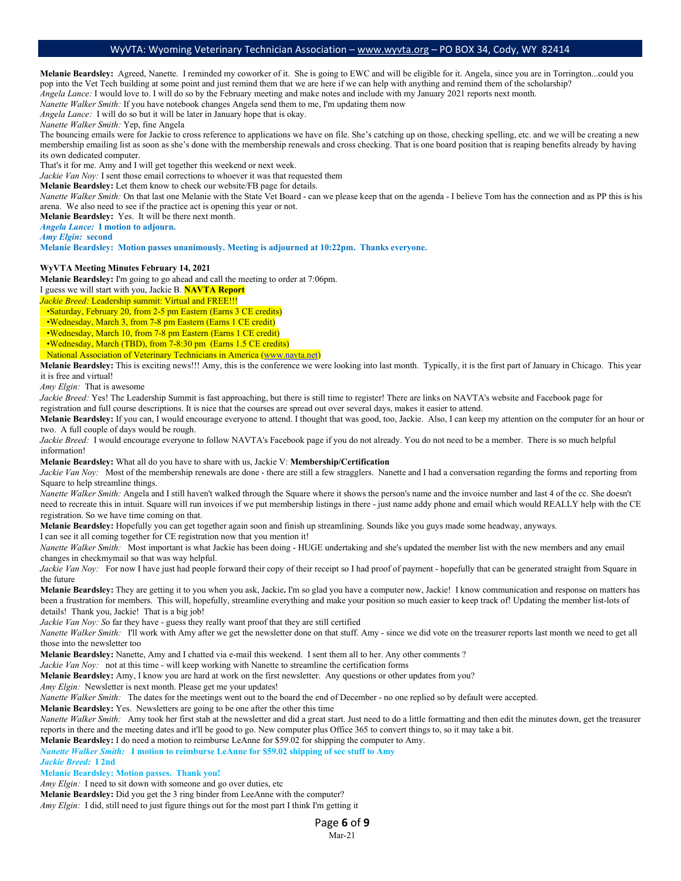**Melanie Beardsley:** Agreed, Nanette. I reminded my coworker of it. She is going to EWC and will be eligible for it. Angela, since you are in Torrington...could you pop into the Vet Tech building at some point and just remind them that we are here if we can help with anything and remind them of the scholarship?

*Angela Lance:* I would love to. I will do so by the February meeting and make notes and include with my January 2021 reports next month.

*Nanette Walker Smith:* If you have notebook changes Angela send them to me, I'm updating them now

*Angela Lance:* I will do so but it will be later in January hope that is okay.

*Nanette Walker Smith:* Yep, fine Angela

The bouncing emails were for Jackie to cross reference to applications we have on file. She's catching up on those, checking spelling, etc. and we will be creating a new membership emailing list as soon as she's done with the membership renewals and cross checking. That is one board position that is reaping benefits already by having its own dedicated computer.

That's it for me. Amy and I will get together this weekend or next week.

*Jackie Van Noy:* I sent those email corrections to whoever it was that requested them

**Melanie Beardsley:** Let them know to check our website/FB page for details.

*Nanette Walker Smith:* On that last one Melanie with the State Vet Board - can we please keep that on the agenda - I believe Tom has the connection and as PP this is his arena. We also need to see if the practice act is opening this year or not.

**Melanie Beardsley:** Yes. It will be there next month.

***Angela Lance:* I motion to adjourn.**

***Amy Elgin:* second**

**Melanie Beardsley: Motion passes unanimously. Meeting is adjourned at 10:22pm. Thanks everyone.**

**WyVTA Meeting Minutes February 14, 2021**

**Melanie Beardsley:** I'm going to go ahead and call the meeting to order at 7:06pm.

I guess we will start with you, Jackie B. **NAVTA Report**

*Jackie Breed:* Leadership summit: Virtual and FREE!!!

- Saturday, February 20, from 2-5 pm Eastern (Earns 3 CE credits)
- Wednesday, March 3, from 7-8 pm Eastern (Earns 1 CE credit)
- Wednesday, March 10, from 7-8 pm Eastern (Earns 1 CE credit)
- Wednesday, March (TBD), from 7-8:30 pm (Earns 1.5 CE credits)

National Association of Veterinary Technicians in America (www.navta.net)

**Melanie Beardsley:** This is exciting news!!! Amy, this is the conference we were looking into last month. Typically, it is the first part of January in Chicago. This year it is free and virtual!

*Amy Elgin:* That is awesome

*Jackie Breed:* Yes! The Leadership Summit is fast approaching, but there is still time to register! There are links on NAVTA's website and Facebook page for registration and full course descriptions. It is nice that the courses are spread out over several days, makes it easier to attend.

**Melanie Beardsley:** If you can, I would encourage everyone to attend. I thought that was good, too, Jackie. Also, I can keep my attention on the computer for an hour or two. A full couple of days would be rough.

*Jackie Breed:* I would encourage everyone to follow NAVTA's Facebook page if you do not already. You do not need to be a member. There is so much helpful information!

**Melanie Beardsley:** What all do you have to share with us, Jackie V: **Membership/Certification**

*Jackie Van Noy:* Most of the membership renewals are done - there are still a few stragglers. Nanette and I had a conversation regarding the forms and reporting from Square to help streamline things.

*Nanette Walker Smith:* Angela and I still haven't walked through the Square where it shows the person's name and the invoice number and last 4 of the cc. She doesn't need to recreate this in intuit. Square will run invoices if we put membership listings in there - just name addy phone and email which would REALLY help with the CE registration. So we have time coming on that.

**Melanie Beardsley:** Hopefully you can get together again soon and finish up streamlining. Sounds like you guys made some headway, anyways.

I can see it all coming together for CE registration now that you mention it!

*Nanette Walker Smith:* Most important is what Jackie has been doing - HUGE undertaking and she's updated the member list with the new members and any email changes in checkmymail so that was way helpful.

*Jackie Van Noy:* For now I have just had people forward their copy of their receipt so I had proof of payment - hopefully that can be generated straight from Square in the future

**Melanie Beardsley:** They are getting it to you when you ask, Jackie**.** I'm so glad you have a computer now, Jackie! I know communication and response on matters has been a frustration for members. This will, hopefully, streamline everything and make your position so much easier to keep track of! Updating the member list-lots of details! Thank you, Jackie! That is a big job!

*Jackie Van Noy:* So far they have - guess they really want proof that they are still certified

*Nanette Walker Smith:* I'll work with Amy after we get the newsletter done on that stuff. Amy - since we did vote on the treasurer reports last month we need to get all those into the newsletter too

**Melanie Beardsley:** Nanette, Amy and I chatted via e-mail this weekend. I sent them all to her. Any other comments ?

*Jackie Van Noy:* not at this time - will keep working with Nanette to streamline the certification forms

**Melanie Beardsley:** Amy, I know you are hard at work on the first newsletter. Any questions or other updates from you?

*Amy Elgin:* Newsletter is next month. Please get me your updates!

*Nanette Walker Smith:* The dates for the meetings went out to the board the end of December - no one replied so by default were accepted.

**Melanie Beardsley:** Yes. Newsletters are going to be one after the other this time

*Nanette Walker Smith:* Amy took her first stab at the newsletter and did a great start. Just need to do a little formatting and then edit the minutes down, get the treasurer reports in there and the meeting dates and it'll be good to go. New computer plus Office 365 to convert things to, so it may take a bit.

**Melanie Beardsley:** I do need a motion to reimburse LeAnne for $59.02 for shipping the computer to Amy.

***Nanette Walker Smith:* I motion to reimburse LeAnne for $59.02 shipping of sec stuff to Amy**

***Jackie Breed:* I 2nd**

**Melanie Beardsley: Motion passes. Thank you!**

*Amy Elgin:* I need to sit down with someone and go over duties, etc

**Melanie Beardsley:** Did you get the 3 ring binder from LeeAnne with the computer?

*Amy Elgin:* I did, still need to just figure things out for the most part I think I'm getting it

Mar-21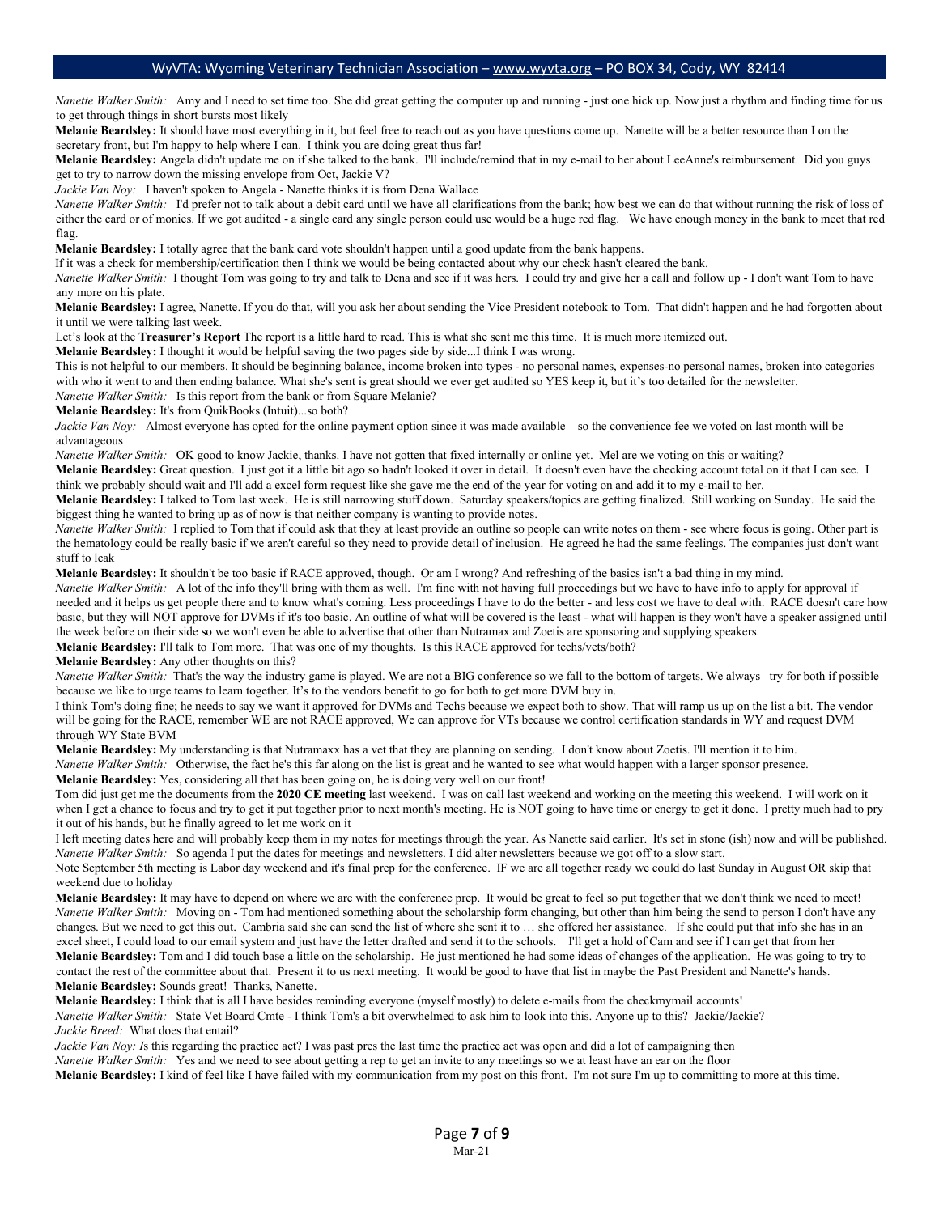*Nanette Walker Smith:* Amy and I need to set time too. She did great getting the computer up and running - just one hick up. Now just a rhythm and finding time for us to get through things in short bursts most likely

**Melanie Beardsley:** It should have most everything in it, but feel free to reach out as you have questions come up. Nanette will be a better resource than I on the secretary front, but I'm happy to help where I can. I think you are doing great thus far!

**Melanie Beardsley:** Angela didn't update me on if she talked to the bank. I'll include/remind that in my e-mail to her about LeeAnne's reimbursement. Did you guys get to try to narrow down the missing envelope from Oct, Jackie V?

*Jackie Van Noy:* I haven't spoken to Angela - Nanette thinks it is from Dena Wallace

*Nanette Walker Smith:* I'd prefer not to talk about a debit card until we have all clarifications from the bank; how best we can do that without running the risk of loss of either the card or of monies. If we got audited - a single card any single person could use would be a huge red flag. We have enough money in the bank to meet that red flag.

**Melanie Beardsley:** I totally agree that the bank card vote shouldn't happen until a good update from the bank happens.

If it was a check for membership/certification then I think we would be being contacted about why our check hasn't cleared the bank.

*Nanette Walker Smith:* I thought Tom was going to try and talk to Dena and see if it was hers. I could try and give her a call and follow up - I don't want Tom to have any more on his plate.

**Melanie Beardsley:** I agree, Nanette. If you do that, will you ask her about sending the Vice President notebook to Tom. That didn't happen and he had forgotten about it until we were talking last week.

Let's look at the **Treasurer's Report** The report is a little hard to read. This is what she sent me this time. It is much more itemized out.

**Melanie Beardsley:** I thought it would be helpful saving the two pages side by side...I think I was wrong.

This is not helpful to our members. It should be beginning balance, income broken into types - no personal names, expenses-no personal names, broken into categories with who it went to and then ending balance. What she's sent is great should we ever get audited so YES keep it, but it's too detailed for the newsletter.

*Nanette Walker Smith:* Is this report from the bank or from Square Melanie?

**Melanie Beardsley:** It's from QuikBooks (Intuit)...so both?

*Jackie Van Noy:* Almost everyone has opted for the online payment option since it was made available – so the convenience fee we voted on last month will be advantageous

*Nanette Walker Smith:* OK good to know Jackie, thanks. I have not gotten that fixed internally or online yet. Mel are we voting on this or waiting?

**Melanie Beardsley:** Great question. I just got it a little bit ago so hadn't looked it over in detail. It doesn't even have the checking account total on it that I can see. I think we probably should wait and I'll add a excel form request like she gave me the end of the year for voting on and add it to my e-mail to her.

**Melanie Beardsley:** I talked to Tom last week. He is still narrowing stuff down. Saturday speakers/topics are getting finalized. Still working on Sunday. He said the biggest thing he wanted to bring up as of now is that neither company is wanting to provide notes.

*Nanette Walker Smith:* I replied to Tom that if could ask that they at least provide an outline so people can write notes on them - see where focus is going. Other part is the hematology could be really basic if we aren't careful so they need to provide detail of inclusion. He agreed he had the same feelings. The companies just don't want stuff to leak

**Melanie Beardsley:** It shouldn't be too basic if RACE approved, though. Or am I wrong? And refreshing of the basics isn't a bad thing in my mind.

*Nanette Walker Smith:* A lot of the info they'll bring with them as well. I'm fine with not having full proceedings but we have to have info to apply for approval if needed and it helps us get people there and to know what's coming. Less proceedings I have to do the better - and less cost we have to deal with. RACE doesn't care how basic, but they will NOT approve for DVMs if it's too basic. An outline of what will be covered is the least - what will happen is they won't have a speaker assigned until the week before on their side so we won't even be able to advertise that other than Nutramax and Zoetis are sponsoring and supplying speakers.

**Melanie Beardsley:** I'll talk to Tom more. That was one of my thoughts. Is this RACE approved for techs/vets/both?

**Melanie Beardsley:** Any other thoughts on this?

*Nanette Walker Smith:* That's the way the industry game is played. We are not a BIG conference so we fall to the bottom of targets. We always try for both if possible because we like to urge teams to learn together. It's to the vendors benefit to go for both to get more DVM buy in.

I think Tom's doing fine; he needs to say we want it approved for DVMs and Techs because we expect both to show. That will ramp us up on the list a bit. The vendor will be going for the RACE, remember WE are not RACE approved, We can approve for VTs because we control certification standards in WY and request DVM through WY State BVM

**Melanie Beardsley:** My understanding is that Nutramaxx has a vet that they are planning on sending. I don't know about Zoetis. I'll mention it to him.

*Nanette Walker Smith:* Otherwise, the fact he's this far along on the list is great and he wanted to see what would happen with a larger sponsor presence.

**Melanie Beardsley:** Yes, considering all that has been going on, he is doing very well on our front!

Tom did just get me the documents from the **2020 CE meeting** last weekend. I was on call last weekend and working on the meeting this weekend. I will work on it when I get a chance to focus and try to get it put together prior to next month's meeting. He is NOT going to have time or energy to get it done. I pretty much had to pry it out of his hands, but he finally agreed to let me work on it

I left meeting dates here and will probably keep them in my notes for meetings through the year. As Nanette said earlier. It's set in stone (ish) now and will be published.

*Nanette Walker Smith:* So agenda I put the dates for meetings and newsletters. I did alter newsletters because we got off to a slow start.

Note September 5th meeting is Labor day weekend and it's final prep for the conference. IF we are all together ready we could do last Sunday in August OR skip that weekend due to holiday

**Melanie Beardsley:** It may have to depend on where we are with the conference prep. It would be great to feel so put together that we don't think we need to meet!

*Nanette Walker Smith:* Moving on - Tom had mentioned something about the scholarship form changing, but other than him being the send to person I don't have any changes. But we need to get this out. Cambria said she can send the list of where she sent it to … she offered her assistance. If she could put that info she has in an excel sheet, I could load to our email system and just have the letter drafted and send it to the schools. I'll get a hold of Cam and see if I can get that from her

**Melanie Beardsley:** Tom and I did touch base a little on the scholarship. He just mentioned he had some ideas of changes of the application. He was going to try to contact the rest of the committee about that. Present it to us next meeting. It would be good to have that list in maybe the Past President and Nanette's hands.

**Melanie Beardsley:** Sounds great! Thanks, Nanette.

**Melanie Beardsley:** I think that is all I have besides reminding everyone (myself mostly) to delete e-mails from the checkmymail accounts!

*Nanette Walker Smith:* State Vet Board Cmte - I think Tom's a bit overwhelmed to ask him to look into this. Anyone up to this? Jackie/Jackie?

*Jackie Breed:* What does that entail?

*Jackie Van Noy: I*s this regarding the practice act? I was past pres the last time the practice act was open and did a lot of campaigning then

*Nanette Walker Smith:* Yes and we need to see about getting a rep to get an invite to any meetings so we at least have an ear on the floor

**Melanie Beardsley:** I kind of feel like I have failed with my communication from my post on this front. I'm not sure I'm up to committing to more at this time.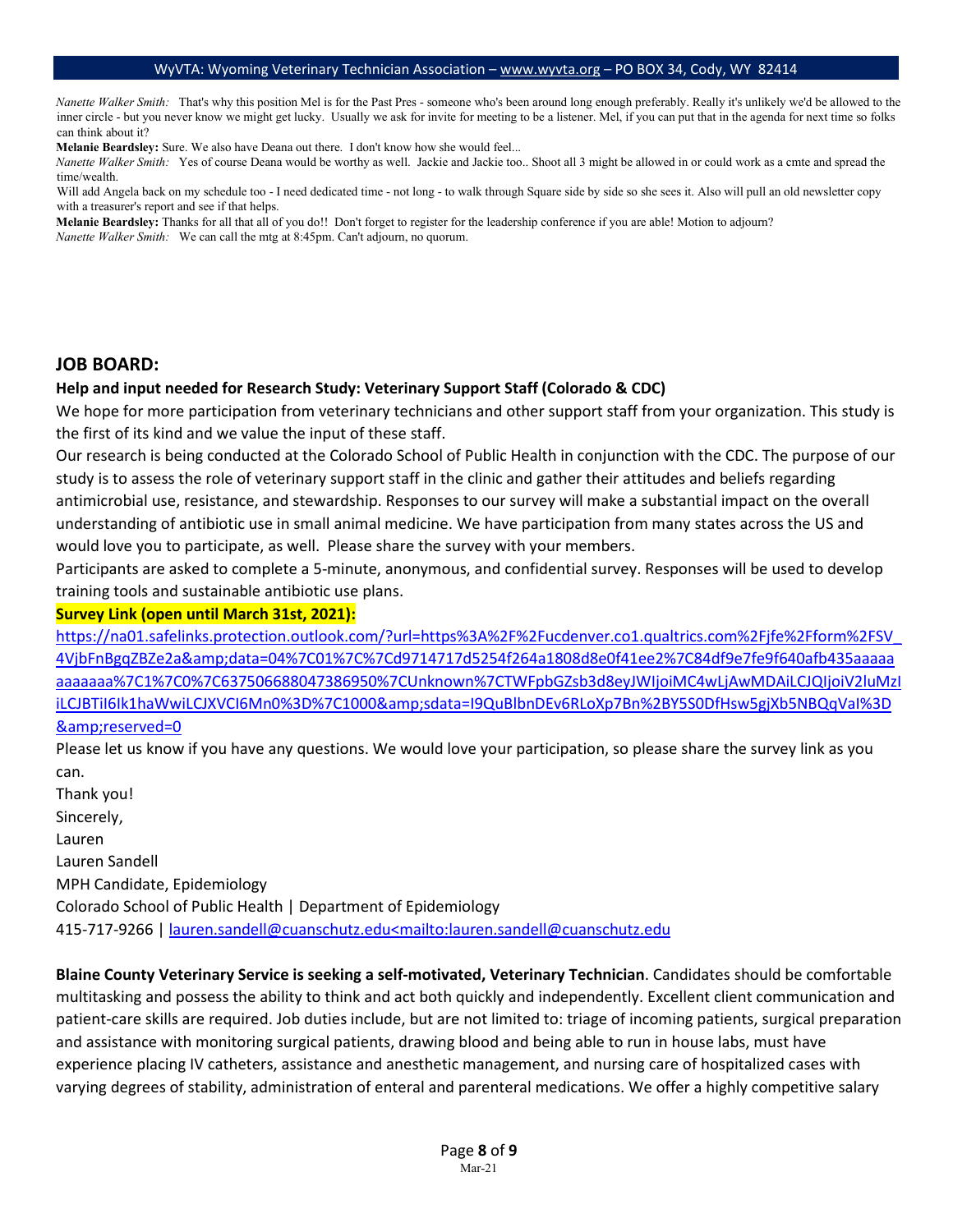*Nanette Walker Smith:* That's why this position Mel is for the Past Pres - someone who's been around long enough preferably. Really it's unlikely we'd be allowed to the inner circle - but you never know we might get lucky. Usually we ask for invite for meeting to be a listener. Mel, if you can put that in the agenda for next time so folks can think about it?

**Melanie Beardsley:** Sure. We also have Deana out there. I don't know how she would feel...

*Nanette Walker Smith:* Yes of course Deana would be worthy as well. Jackie and Jackie too.. Shoot all 3 might be allowed in or could work as a cmte and spread the time/wealth.

Will add Angela back on my schedule too - I need dedicated time - not long - to walk through Square side by side so she sees it. Also will pull an old newsletter copy with a treasurer's report and see if that helps.

**Melanie Beardsley:** Thanks for all that all of you do!! Don't forget to register for the leadership conference if you are able! Motion to adjourn?

*Nanette Walker Smith:* We can call the mtg at 8:45pm. Can't adjourn, no quorum.

## JOB BOARD:

**Help and input needed for Research Study: Veterinary Support Staff (Colorado & CDC)**

We hope for more participation from veterinary technicians and other support staff from your organization. This study is the first of its kind and we value the input of these staff.

Our research is being conducted at the Colorado School of Public Health in conjunction with the CDC. The purpose of our study is to assess the role of veterinary support staff in the clinic and gather their attitudes and beliefs regarding antimicrobial use, resistance, and stewardship. Responses to our survey will make a substantial impact on the overall understanding of antibiotic use in small animal medicine. We have participation from many states across the US and would love you to participate, as well. Please share the survey with your members.

Participants are asked to complete a 5-minute, anonymous, and confidential survey. Responses will be used to develop training tools and sustainable antibiotic use plans.

**Survey Link (open until March 31st, 2021):**

https://na01.safelinks.protection.outlook.com/?url=https%3A%2F%2Fucdenver.co1.qualtrics.com%2Fjfe%2Fform%2FSV_4VjbFnBgqZBZe2a&amp;data=04%7C01%7C%7Cd9714717d5254f264a1808d8e0f41ee2%7C84df9e7fe9f640afb435aaaaaaaaaaaa%7C1%7C0%7C637506688047386950%7CUnknown%7CTWFpbGZsb3d8eyJWIjoiMC4wLjAwMDAiLCJQIjoiV2luMzIiLCJBTiI6Ik1haWwiLCJXVCI6Mn0%3D%7C1000&amp;sdata=I9QuBlbnDEv6RLoXp7Bn%2BY5S0DfHsw5gjXb5NBQqVaI%3D&amp;reserved=0

Please let us know if you have any questions. We would love your participation, so please share the survey link as you can.

Thank you!

Sincerely,

Lauren

Lauren Sandell

MPH Candidate, Epidemiology

Colorado School of Public Health | Department of Epidemiology

415-717-9266 | lauren.sandell@cuanschutz.edu<mailto:lauren.sandell@cuanschutz.edu

**Blaine County Veterinary Service is seeking a self-motivated, Veterinary Technician**. Candidates should be comfortable multitasking and possess the ability to think and act both quickly and independently. Excellent client communication and patient-care skills are required. Job duties include, but are not limited to: triage of incoming patients, surgical preparation and assistance with monitoring surgical patients, drawing blood and being able to run in house labs, must have experience placing IV catheters, assistance and anesthetic management, and nursing care of hospitalized cases with varying degrees of stability, administration of enteral and parenteral medications. We offer a highly competitive salary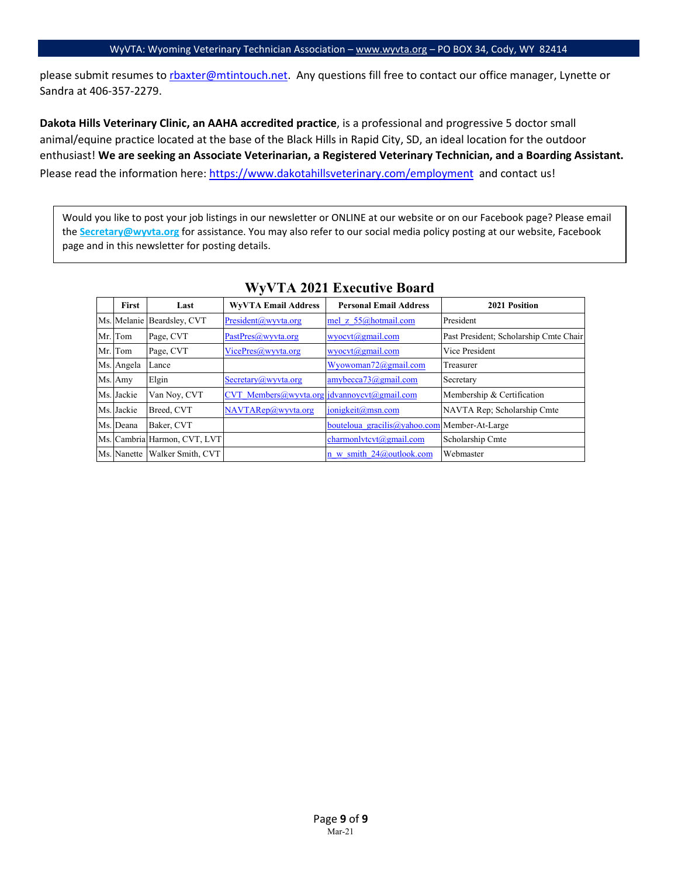please submit resumes to rbaxter@mtintouch.net. Any questions fill free to contact our office manager, Lynette or Sandra at 406-357-2279.

**Dakota Hills Veterinary Clinic, an AAHA accredited practice**, is a professional and progressive 5 doctor small animal/equine practice located at the base of the Black Hills in Rapid City, SD, an ideal location for the outdoor enthusiast! **We are seeking an Associate Veterinarian, a Registered Veterinary Technician, and a Boarding Assistant.** Please read the information here: https://www.dakotahillsveterinary.com/employment and contact us!

> Would you like to post your job listings in our newsletter or ONLINE at our website or on our Facebook page? Please email the **Secretary@wyvta.org** for assistance. You may also refer to our social media policy posting at our website, Facebook page and in this newsletter for posting details.

## WyVTA 2021 Executive Board

| | First | Last | WyVTA Email Address | Personal Email Address | 2021 Position |
|---|---|---|---|---|---|
| Ms. | Melanie | Beardsley, CVT | President@wyvta.org | mel_z_55@hotmail.com | President |
| Mr. | Tom | Page, CVT | PastPres@wyvta.org | wyocvt@gmail.com | Past President; Scholarship Cmte Chair |
| Mr. | Tom | Page, CVT | VicePres@wyvta.org | wyocvt@gmail.com | Vice President |
| Ms. | Angela | Lance | | Wyowoman72@gmail.com | Treasurer |
| Ms. | Amy | Elgin | Secretary@wyvta.org | amybecca73@gmail.com | Secretary |
| Ms. | Jackie | Van Noy, CVT | CVT_Members@wyvta.org | jdvannoycvt@gmail.com | Membership & Certification |
| Ms. | Jackie | Breed, CVT | NAVTARep@wyvta.org | jonigkeit@msn.com | NAVTA Rep; Scholarship Cmte |
| Ms. | Deana | Baker, CVT | | bouteloua_gracilis@yahoo.com | Member-At-Large |
| Ms. | Cambria | Harmon, CVT, LVT | | charmonlvtcvt@gmail.com | Scholarship Cmte |
| Ms. | Nanette | Walker Smith, CVT | | n_w_smith_24@outlook.com | Webmaster |

Mar-21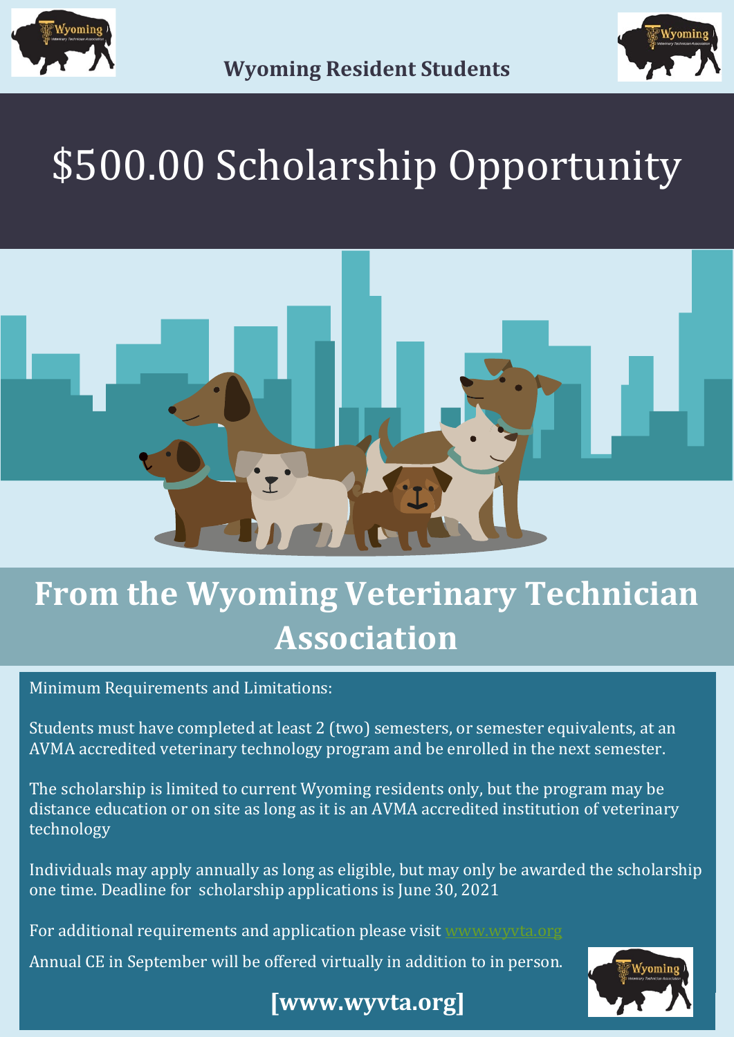**Wyoming Resident Students**

# $500.00 Scholarship Opportunity

## From the Wyoming Veterinary Technician Association

Minimum Requirements and Limitations:

Students must have completed at least 2 (two) semesters, or semester equivalents, at an AVMA accredited veterinary technology program and be enrolled in the next semester.

The scholarship is limited to current Wyoming residents only, but the program may be distance education or on site as long as it is an AVMA accredited institution of veterinary technology

Individuals may apply annually as long as eligible, but may only be awarded the scholarship one time. Deadline for scholarship applications is June 30, 2021

For additional requirements and application please visit www.wyvta.org

Annual CE in September will be offered virtually in addition to in person.

**[www.wyvta.org]**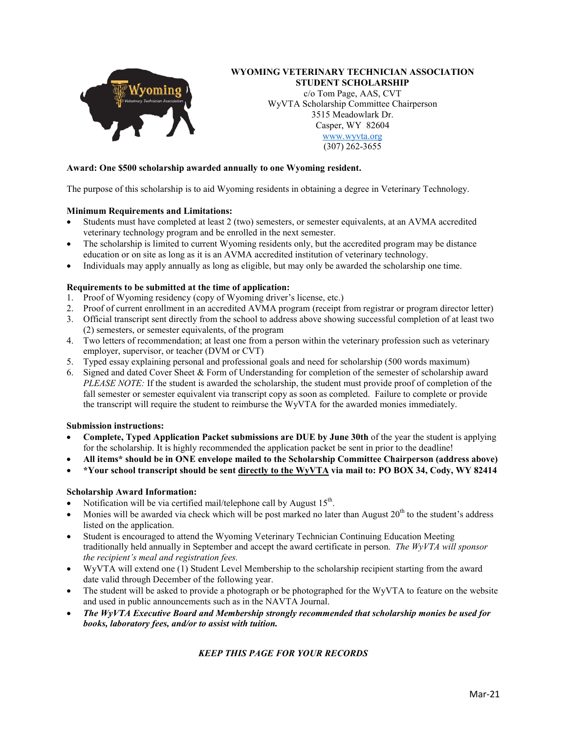# WYOMING VETERINARY TECHNICIAN ASSOCIATION
## STUDENT SCHOLARSHIP

c/o Tom Page, AAS, CVT
WyVTA Scholarship Committee Chairperson
3515 Meadowlark Dr.
Casper, WY 82604
www.wyvta.org
(307) 262-3655

**Award: One $500 scholarship awarded annually to one Wyoming resident.**

The purpose of this scholarship is to aid Wyoming residents in obtaining a degree in Veterinary Technology.

**Minimum Requirements and Limitations:**

- Students must have completed at least 2 (two) semesters, or semester equivalents, at an AVMA accredited veterinary technology program and be enrolled in the next semester.
- The scholarship is limited to current Wyoming residents only, but the accredited program may be distance education or on site as long as it is an AVMA accredited institution of veterinary technology.
- Individuals may apply annually as long as eligible, but may only be awarded the scholarship one time.

**Requirements to be submitted at the time of application:**

1. Proof of Wyoming residency (copy of Wyoming driver's license, etc.)
2. Proof of current enrollment in an accredited AVMA program (receipt from registrar or program director letter)
3. Official transcript sent directly from the school to address above showing successful completion of at least two (2) semesters, or semester equivalents, of the program
4. Two letters of recommendation; at least one from a person within the veterinary profession such as veterinary employer, supervisor, or teacher (DVM or CVT)
5. Typed essay explaining personal and professional goals and need for scholarship (500 words maximum)
6. Signed and dated Cover Sheet & Form of Understanding for completion of the semester of scholarship award
   *PLEASE NOTE:* If the student is awarded the scholarship, the student must provide proof of completion of the fall semester or semester equivalent via transcript copy as soon as completed. Failure to complete or provide the transcript will require the student to reimburse the WyVTA for the awarded monies immediately.

**Submission instructions:**

- **Complete, Typed Application Packet submissions are DUE by June 30th** of the year the student is applying for the scholarship. It is highly recommended the application packet be sent in prior to the deadline!
- **All items* should be in ONE envelope mailed to the Scholarship Committee Chairperson (address above)**
- **\*Your school transcript should be sent <u>directly to the WyVTA</u> via mail to: PO BOX 34, Cody, WY 82414**

**Scholarship Award Information:**

- Notification will be via certified mail/telephone call by August 15th.
- Monies will be awarded via check which will be post marked no later than August 20th to the student's address listed on the application.
- Student is encouraged to attend the Wyoming Veterinary Technician Continuing Education Meeting traditionally held annually in September and accept the award certificate in person. *The WyVTA will sponsor the recipient's meal and registration fees.*
- WyVTA will extend one (1) Student Level Membership to the scholarship recipient starting from the award date valid through December of the following year.
- The student will be asked to provide a photograph or be photographed for the WyVTA to feature on the website and used in public announcements such as in the NAVTA Journal.
- ***The WyVTA Executive Board and Membership strongly recommended that scholarship monies be used for books, laboratory fees, and/or to assist with tuition.***

***KEEP THIS PAGE FOR YOUR RECORDS***

Mar-21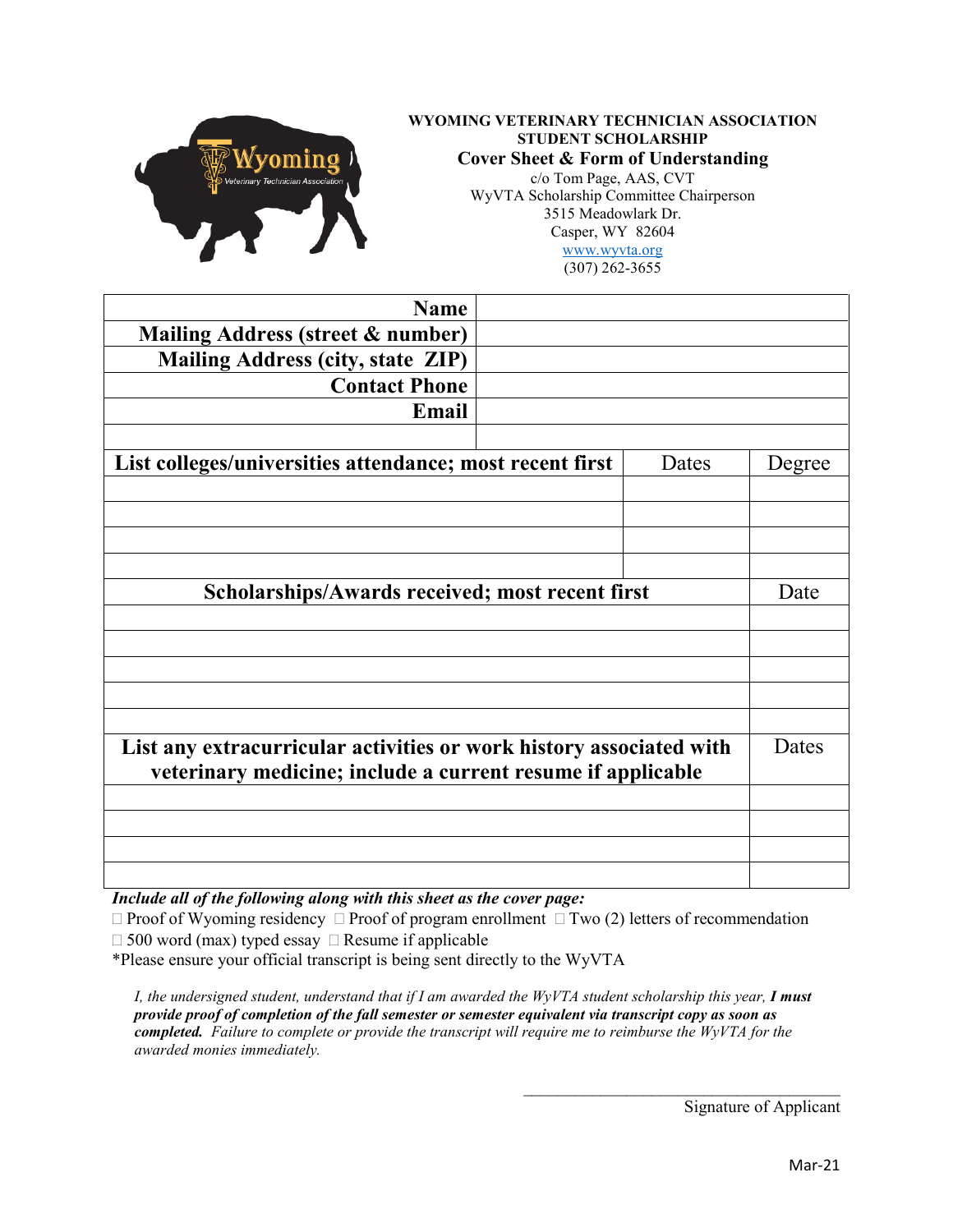**WYOMING VETERINARY TECHNICIAN ASSOCIATION**
**STUDENT SCHOLARSHIP**

## Cover Sheet & Form of Understanding

c/o Tom Page, AAS, CVT
WyVTA Scholarship Committee Chairperson
3515 Meadowlark Dr.
Casper, WY 82604
www.wyvta.org
(307) 262-3655

| | |
|---|---|
| **Name** | |
| **Mailing Address (street & number)** | |
| **Mailing Address (city, state ZIP)** | |
| **Contact Phone** | |
| **Email** | |
| | |

| **List colleges/universities attendance; most recent first** | Dates | Degree |
|---|---|---|
| | | |
| | | |
| | | |
| | | |

| **Scholarships/Awards received; most recent first** | Date |
|---|---|
| | |
| | |
| | |
| | |
| | |

| **List any extracurricular activities or work history associated with veterinary medicine; include a current resume if applicable** | Dates |
|---|---|
| | |
| | |
| | |
| | |

***Include all of the following along with this sheet as the cover page:***

☐ Proof of Wyoming residency ☐ Proof of program enrollment ☐ Two (2) letters of recommendation
☐ 500 word (max) typed essay ☐ Resume if applicable

*Please ensure your official transcript is being sent directly to the WyVTA

*I, the undersigned student, understand that if I am awarded the WyVTA student scholarship this year,* ***I must provide proof of completion of the fall semester or semester equivalent via transcript copy as soon as completed.*** *Failure to complete or provide the transcript will require me to reimburse the WyVTA for the awarded monies immediately.*

\_\_\_\_\_\_\_\_\_\_\_\_\_\_\_\_\_\_\_\_\_\_\_\_\_\_\_\_\_\_\_\_\_\_\_\_\_\_\_\_
Signature of Applicant

Mar-21